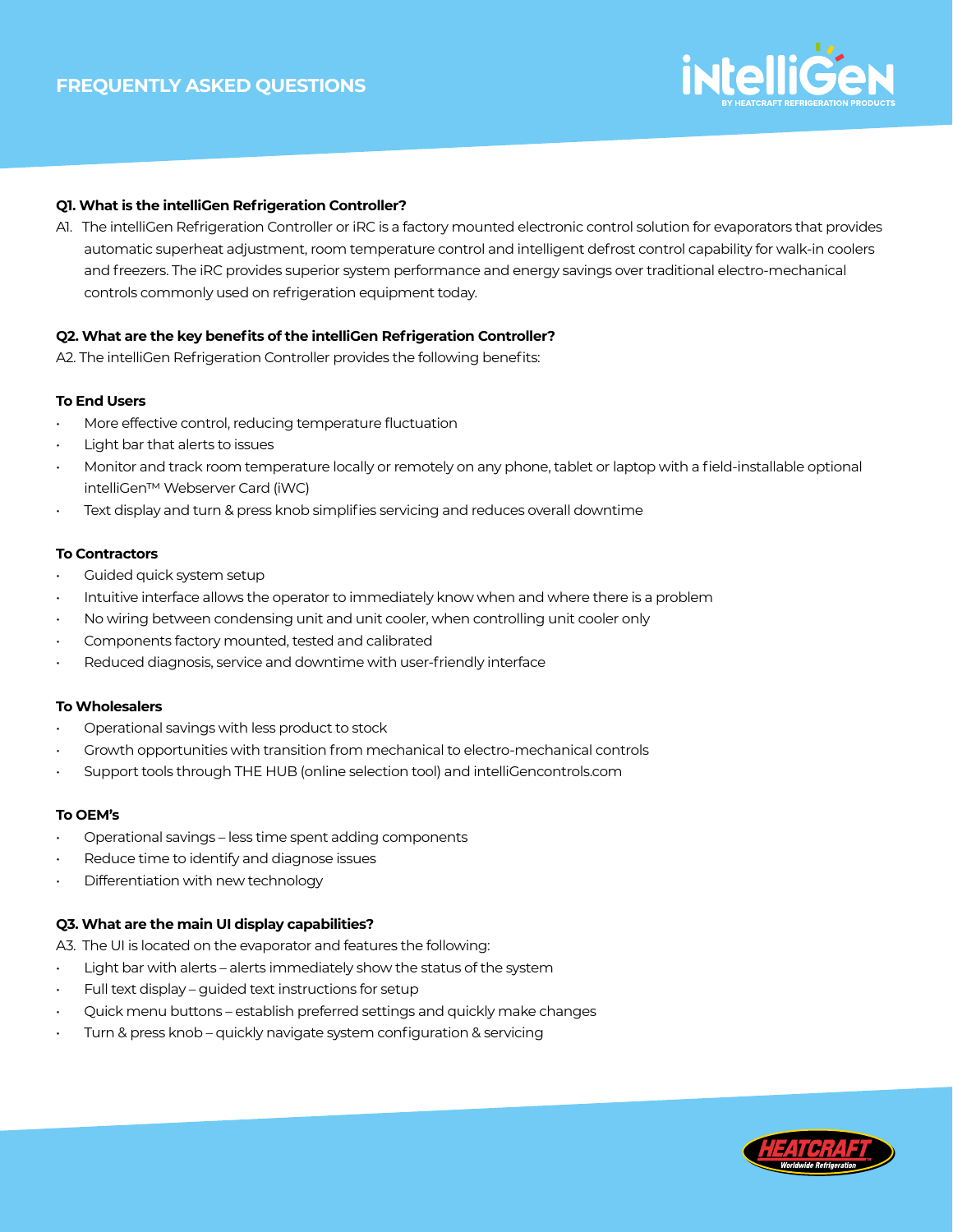# FREQUENTLY ASKED QUESTIONS

**Q1. What is the intelliGen Refrigeration Controller?**

A1. The intelliGen Refrigeration Controller or iRC is a factory mounted electronic control solution for evaporators that provides automatic superheat adjustment, room temperature control and intelligent defrost control capability for walk-in coolers and freezers. The iRC provides superior system performance and energy savings over traditional electro-mechanical controls commonly used on refrigeration equipment today.

**Q2. What are the key benefits of the intelliGen Refrigeration Controller?**

A2. The intelliGen Refrigeration Controller provides the following benefits:

**To End Users**

- More effective control, reducing temperature fluctuation
- Light bar that alerts to issues
- Monitor and track room temperature locally or remotely on any phone, tablet or laptop with a field-installable optional intelliGen™ Webserver Card (iWC)
- Text display and turn & press knob simplifies servicing and reduces overall downtime

**To Contractors**

- Guided quick system setup
- Intuitive interface allows the operator to immediately know when and where there is a problem
- No wiring between condensing unit and unit cooler, when controlling unit cooler only
- Components factory mounted, tested and calibrated
- Reduced diagnosis, service and downtime with user-friendly interface

**To Wholesalers**

- Operational savings with less product to stock
- Growth opportunities with transition from mechanical to electro-mechanical controls
- Support tools through THE HUB (online selection tool) and intelliGencontrols.com

**To OEM's**

- Operational savings – less time spent adding components
- Reduce time to identify and diagnose issues
- Differentiation with new technology

**Q3. What are the main UI display capabilities?**

A3. The UI is located on the evaporator and features the following:

- Light bar with alerts – alerts immediately show the status of the system
- Full text display – guided text instructions for setup
- Quick menu buttons – establish preferred settings and quickly make changes
- Turn & press knob – quickly navigate system configuration & servicing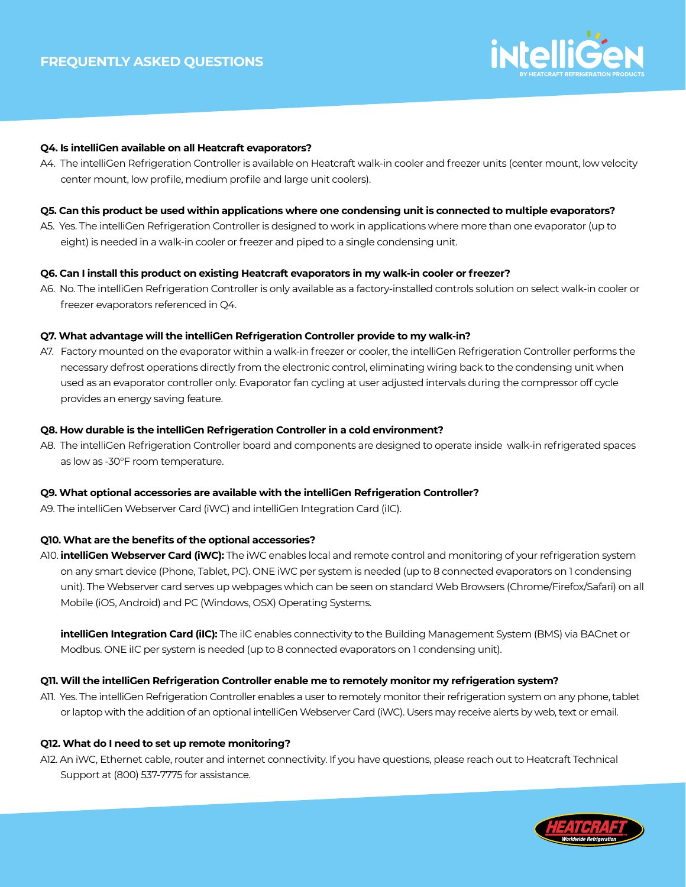## FREQUENTLY ASKED QUESTIONS

**Q4. Is intelliGen available on all Heatcraft evaporators?**

A4. The intelliGen Refrigeration Controller is available on Heatcraft walk-in cooler and freezer units (center mount, low velocity center mount, low profile, medium profile and large unit coolers).

**Q5. Can this product be used within applications where one condensing unit is connected to multiple evaporators?**

A5. Yes. The intelliGen Refrigeration Controller is designed to work in applications where more than one evaporator (up to eight) is needed in a walk-in cooler or freezer and piped to a single condensing unit.

**Q6. Can I install this product on existing Heatcraft evaporators in my walk-in cooler or freezer?**

A6. No. The intelliGen Refrigeration Controller is only available as a factory-installed controls solution on select walk-in cooler or freezer evaporators referenced in Q4.

**Q7. What advantage will the intelliGen Refrigeration Controller provide to my walk-in?**

A7. Factory mounted on the evaporator within a walk-in freezer or cooler, the intelliGen Refrigeration Controller performs the necessary defrost operations directly from the electronic control, eliminating wiring back to the condensing unit when used as an evaporator controller only. Evaporator fan cycling at user adjusted intervals during the compressor off cycle provides an energy saving feature.

**Q8. How durable is the intelliGen Refrigeration Controller in a cold environment?**

A8. The intelliGen Refrigeration Controller board and components are designed to operate inside walk-in refrigerated spaces as low as -30°F room temperature.

**Q9. What optional accessories are available with the intelliGen Refrigeration Controller?**

A9. The intelliGen Webserver Card (iWC) and intelliGen Integration Card (iIC).

**Q10. What are the benefits of the optional accessories?**

A10. **intelliGen Webserver Card (iWC):** The iWC enables local and remote control and monitoring of your refrigeration system on any smart device (Phone, Tablet, PC). ONE iWC per system is needed (up to 8 connected evaporators on 1 condensing unit). The Webserver card serves up webpages which can be seen on standard Web Browsers (Chrome/Firefox/Safari) on all Mobile (iOS, Android) and PC (Windows, OSX) Operating Systems.

**intelliGen Integration Card (iIC):** The iIC enables connectivity to the Building Management System (BMS) via BACnet or Modbus. ONE iIC per system is needed (up to 8 connected evaporators on 1 condensing unit).

**Q11. Will the intelliGen Refrigeration Controller enable me to remotely monitor my refrigeration system?**

A11. Yes. The intelliGen Refrigeration Controller enables a user to remotely monitor their refrigeration system on any phone, tablet or laptop with the addition of an optional intelliGen Webserver Card (iWC). Users may receive alerts by web, text or email.

**Q12. What do I need to set up remote monitoring?**

A12. An iWC, Ethernet cable, router and internet connectivity. If you have questions, please reach out to Heatcraft Technical Support at (800) 537-7775 for assistance.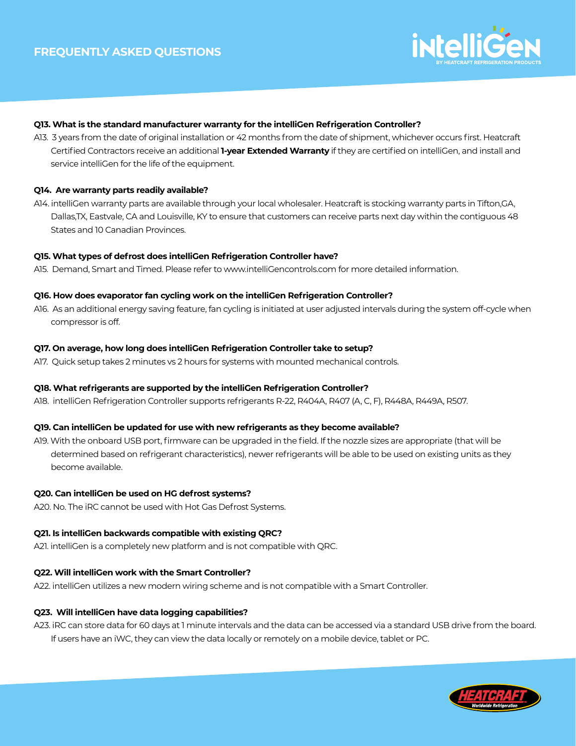## FREQUENTLY ASKED QUESTIONS

**Q13. What is the standard manufacturer warranty for the intelliGen Refrigeration Controller?**

A13. 3 years from the date of original installation or 42 months from the date of shipment, whichever occurs first. Heatcraft Certified Contractors receive an additional **1-year Extended Warranty** if they are certified on intelliGen, and install and service intelliGen for the life of the equipment.

**Q14. Are warranty parts readily available?**

A14. intelliGen warranty parts are available through your local wholesaler. Heatcraft is stocking warranty parts in Tifton,GA, Dallas,TX, Eastvale, CA and Louisville, KY to ensure that customers can receive parts next day within the contiguous 48 States and 10 Canadian Provinces.

**Q15. What types of defrost does intelliGen Refrigeration Controller have?**

A15. Demand, Smart and Timed. Please refer to www.intelliGencontrols.com for more detailed information.

**Q16. How does evaporator fan cycling work on the intelliGen Refrigeration Controller?**

A16. As an additional energy saving feature, fan cycling is initiated at user adjusted intervals during the system off-cycle when compressor is off.

**Q17. On average, how long does intelliGen Refrigeration Controller take to setup?**

A17. Quick setup takes 2 minutes vs 2 hours for systems with mounted mechanical controls.

**Q18. What refrigerants are supported by the intelliGen Refrigeration Controller?**

A18. intelliGen Refrigeration Controller supports refrigerants R-22, R404A, R407 (A, C, F), R448A, R449A, R507.

**Q19. Can intelliGen be updated for use with new refrigerants as they become available?**

A19. With the onboard USB port, firmware can be upgraded in the field. If the nozzle sizes are appropriate (that will be determined based on refrigerant characteristics), newer refrigerants will be able to be used on existing units as they become available.

**Q20. Can intelliGen be used on HG defrost systems?**

A20. No. The iRC cannot be used with Hot Gas Defrost Systems.

**Q21. Is intelliGen backwards compatible with existing QRC?**

A21. intelliGen is a completely new platform and is not compatible with QRC.

**Q22. Will intelliGen work with the Smart Controller?**

A22. intelliGen utilizes a new modern wiring scheme and is not compatible with a Smart Controller.

**Q23. Will intelliGen have data logging capabilities?**

A23. iRC can store data for 60 days at 1 minute intervals and the data can be accessed via a standard USB drive from the board. If users have an iWC, they can view the data locally or remotely on a mobile device, tablet or PC.